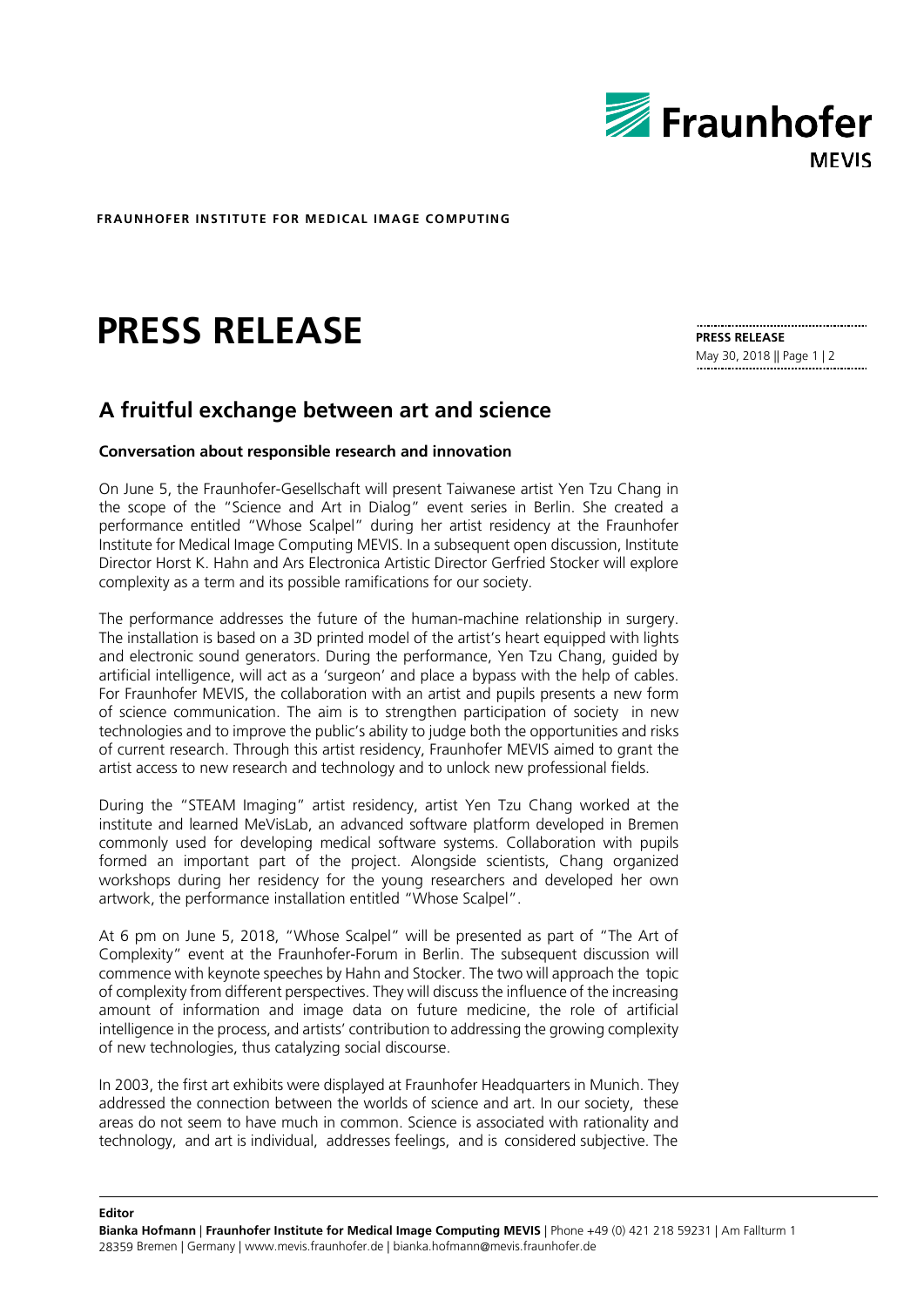**FRAUNHOFER INSTITUTE FOR MEDICAL IMAGE COMPUTING**

# PRESS RELEASE

**PRESS RELEASE**
May 30, 2018 || Page 1 | 2

## A fruitful exchange between art and science

**Conversation about responsible research and innovation**

On June 5, the Fraunhofer-Gesellschaft will present Taiwanese artist Yen Tzu Chang in the scope of the "Science and Art in Dialog" event series in Berlin. She created a performance entitled "Whose Scalpel" during her artist residency at the Fraunhofer Institute for Medical Image Computing MEVIS. In a subsequent open discussion, Institute Director Horst K. Hahn and Ars Electronica Artistic Director Gerfried Stocker will explore complexity as a term and its possible ramifications for our society.

The performance addresses the future of the human-machine relationship in surgery. The installation is based on a 3D printed model of the artist's heart equipped with lights and electronic sound generators. During the performance, Yen Tzu Chang, guided by artificial intelligence, will act as a 'surgeon' and place a bypass with the help of cables. For Fraunhofer MEVIS, the collaboration with an artist and pupils presents a new form of science communication. The aim is to strengthen participation of society in new technologies and to improve the public's ability to judge both the opportunities and risks of current research. Through this artist residency, Fraunhofer MEVIS aimed to grant the artist access to new research and technology and to unlock new professional fields.

During the "STEAM Imaging" artist residency, artist Yen Tzu Chang worked at the institute and learned MeVisLab, an advanced software platform developed in Bremen commonly used for developing medical software systems. Collaboration with pupils formed an important part of the project. Alongside scientists, Chang organized workshops during her residency for the young researchers and developed her own artwork, the performance installation entitled "Whose Scalpel".

At 6 pm on June 5, 2018, "Whose Scalpel" will be presented as part of "The Art of Complexity" event at the Fraunhofer-Forum in Berlin. The subsequent discussion will commence with keynote speeches by Hahn and Stocker. The two will approach the topic of complexity from different perspectives. They will discuss the influence of the increasing amount of information and image data on future medicine, the role of artificial intelligence in the process, and artists' contribution to addressing the growing complexity of new technologies, thus catalyzing social discourse.

In 2003, the first art exhibits were displayed at Fraunhofer Headquarters in Munich. They addressed the connection between the worlds of science and art. In our society, these areas do not seem to have much in common. Science is associated with rationality and technology, and art is individual, addresses feelings, and is considered subjective. The

**Editor**
**Bianka Hofmann** | **Fraunhofer Institute for Medical Image Computing MEVIS** | Phone +49 (0) 421 218 59231 | Am Fallturm 1 28359 Bremen | Germany | www.mevis.fraunhofer.de | bianka.hofmann@mevis.fraunhofer.de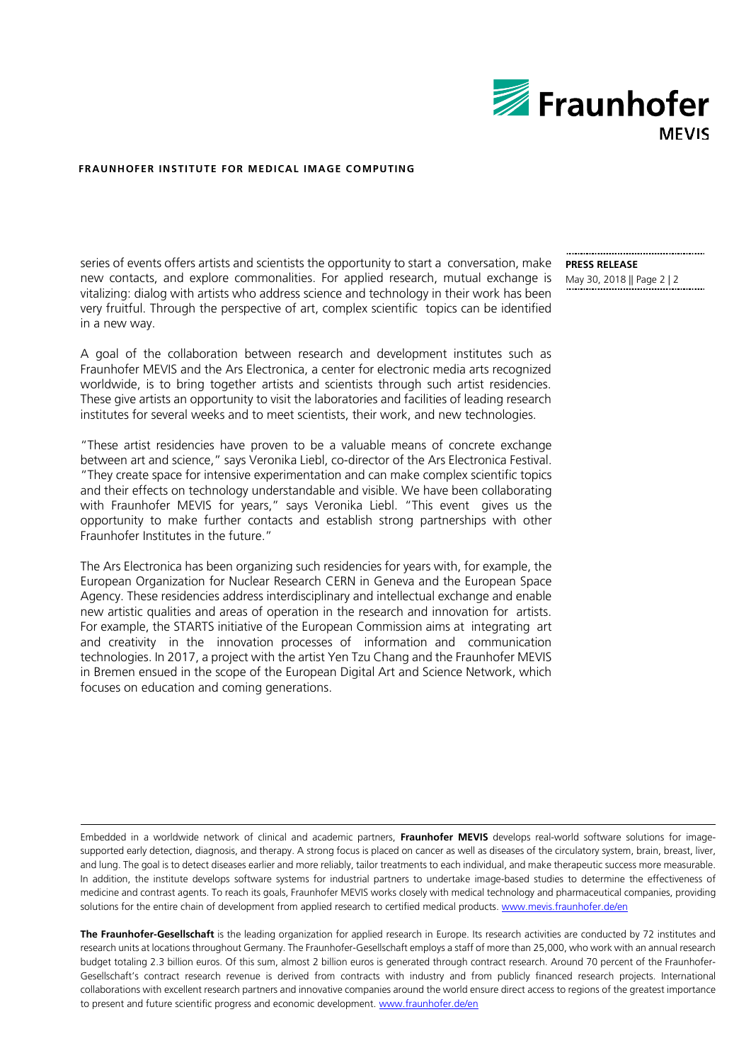series of events offers artists and scientists the opportunity to start a conversation, make new contacts, and explore commonalities. For applied research, mutual exchange is vitalizing: dialog with artists who address science and technology in their work has been very fruitful. Through the perspective of art, complex scientific topics can be identified in a new way.

A goal of the collaboration between research and development institutes such as Fraunhofer MEVIS and the Ars Electronica, a center for electronic media arts recognized worldwide, is to bring together artists and scientists through such artist residencies. These give artists an opportunity to visit the laboratories and facilities of leading research institutes for several weeks and to meet scientists, their work, and new technologies.

"These artist residencies have proven to be a valuable means of concrete exchange between art and science," says Veronika Liebl, co-director of the Ars Electronica Festival. "They create space for intensive experimentation and can make complex scientific topics and their effects on technology understandable and visible. We have been collaborating with Fraunhofer MEVIS for years," says Veronika Liebl. "This event gives us the opportunity to make further contacts and establish strong partnerships with other Fraunhofer Institutes in the future."

The Ars Electronica has been organizing such residencies for years with, for example, the European Organization for Nuclear Research CERN in Geneva and the European Space Agency. These residencies address interdisciplinary and intellectual exchange and enable new artistic qualities and areas of operation in the research and innovation for artists. For example, the STARTS initiative of the European Commission aims at integrating art and creativity in the innovation processes of information and communication technologies. In 2017, a project with the artist Yen Tzu Chang and the Fraunhofer MEVIS in Bremen ensued in the scope of the European Digital Art and Science Network, which focuses on education and coming generations.

---

Embedded in a worldwide network of clinical and academic partners, **Fraunhofer MEVIS** develops real-world software solutions for image-supported early detection, diagnosis, and therapy. A strong focus is placed on cancer as well as diseases of the circulatory system, brain, breast, liver, and lung. The goal is to detect diseases earlier and more reliably, tailor treatments to each individual, and make therapeutic success more measurable. In addition, the institute develops software systems for industrial partners to undertake image-based studies to determine the effectiveness of medicine and contrast agents. To reach its goals, Fraunhofer MEVIS works closely with medical technology and pharmaceutical companies, providing solutions for the entire chain of development from applied research to certified medical products. www.mevis.fraunhofer.de/en

**The Fraunhofer-Gesellschaft** is the leading organization for applied research in Europe. Its research activities are conducted by 72 institutes and research units at locations throughout Germany. The Fraunhofer-Gesellschaft employs a staff of more than 25,000, who work with an annual research budget totaling 2.3 billion euros. Of this sum, almost 2 billion euros is generated through contract research. Around 70 percent of the Fraunhofer-Gesellschaft's contract research revenue is derived from contracts with industry and from publicly financed research projects. International collaborations with excellent research partners and innovative companies around the world ensure direct access to regions of the greatest importance to present and future scientific progress and economic development. www.fraunhofer.de/en